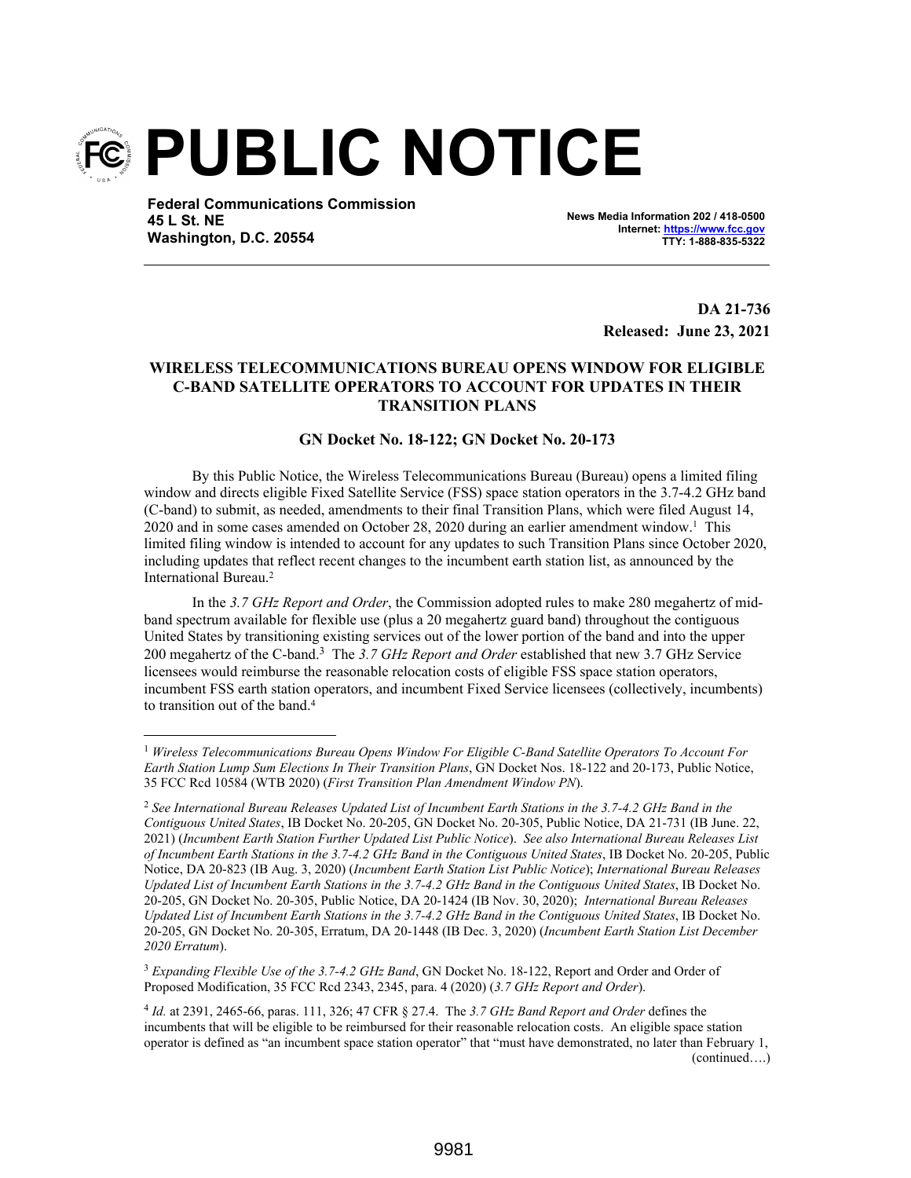# PUBLIC NOTICE

**Federal Communications Commission**
**45 L St. NE**
**Washington, D.C. 20554**

**News Media Information 202 / 418-0500**
**Internet: https://www.fcc.gov**
**TTY: 1-888-835-5322**

**DA 21-736**
**Released: June 23, 2021**

## WIRELESS TELECOMMUNICATIONS BUREAU OPENS WINDOW FOR ELIGIBLE C-BAND SATELLITE OPERATORS TO ACCOUNT FOR UPDATES IN THEIR TRANSITION PLANS

### GN Docket No. 18-122; GN Docket No. 20-173

By this Public Notice, the Wireless Telecommunications Bureau (Bureau) opens a limited filing window and directs eligible Fixed Satellite Service (FSS) space station operators in the 3.7-4.2 GHz band (C-band) to submit, as needed, amendments to their final Transition Plans, which were filed August 14, 2020 and in some cases amended on October 28, 2020 during an earlier amendment window.[1] This limited filing window is intended to account for any updates to such Transition Plans since October 2020, including updates that reflect recent changes to the incumbent earth station list, as announced by the International Bureau.[2]

In the *3.7 GHz Report and Order*, the Commission adopted rules to make 280 megahertz of mid-band spectrum available for flexible use (plus a 20 megahertz guard band) throughout the contiguous United States by transitioning existing services out of the lower portion of the band and into the upper 200 megahertz of the C-band.[3] The *3.7 GHz Report and Order* established that new 3.7 GHz Service licensees would reimburse the reasonable relocation costs of eligible FSS space station operators, incumbent FSS earth station operators, and incumbent Fixed Service licensees (collectively, incumbents) to transition out of the band.[4]

---

[1] *Wireless Telecommunications Bureau Opens Window For Eligible C-Band Satellite Operators To Account For Earth Station Lump Sum Elections In Their Transition Plans*, GN Docket Nos. 18-122 and 20-173, Public Notice, 35 FCC Rcd 10584 (WTB 2020) (*First Transition Plan Amendment Window PN*).

[2] *See International Bureau Releases Updated List of Incumbent Earth Stations in the 3.7-4.2 GHz Band in the Contiguous United States*, IB Docket No. 20-205, GN Docket No. 20-305, Public Notice, DA 21-731 (IB June. 22, 2021) (*Incumbent Earth Station Further Updated List Public Notice*). *See also International Bureau Releases List of Incumbent Earth Stations in the 3.7-4.2 GHz Band in the Contiguous United States*, IB Docket No. 20-205, Public Notice, DA 20-823 (IB Aug. 3, 2020) (*Incumbent Earth Station List Public Notice*); *International Bureau Releases Updated List of Incumbent Earth Stations in the 3.7-4.2 GHz Band in the Contiguous United States*, IB Docket No. 20-205, GN Docket No. 20-305, Public Notice, DA 20-1424 (IB Nov. 30, 2020); *International Bureau Releases Updated List of Incumbent Earth Stations in the 3.7-4.2 GHz Band in the Contiguous United States*, IB Docket No. 20-205, GN Docket No. 20-305, Erratum, DA 20-1448 (IB Dec. 3, 2020) (*Incumbent Earth Station List December 2020 Erratum*).

[3] *Expanding Flexible Use of the 3.7-4.2 GHz Band*, GN Docket No. 18-122, Report and Order and Order of Proposed Modification, 35 FCC Rcd 2343, 2345, para. 4 (2020) (*3.7 GHz Report and Order*).

[4] *Id.* at 2391, 2465-66, paras. 111, 326; 47 CFR § 27.4. The *3.7 GHz Band Report and Order* defines the incumbents that will be eligible to be reimbursed for their reasonable relocation costs. An eligible space station operator is defined as "an incumbent space station operator" that "must have demonstrated, no later than February 1, (continued….)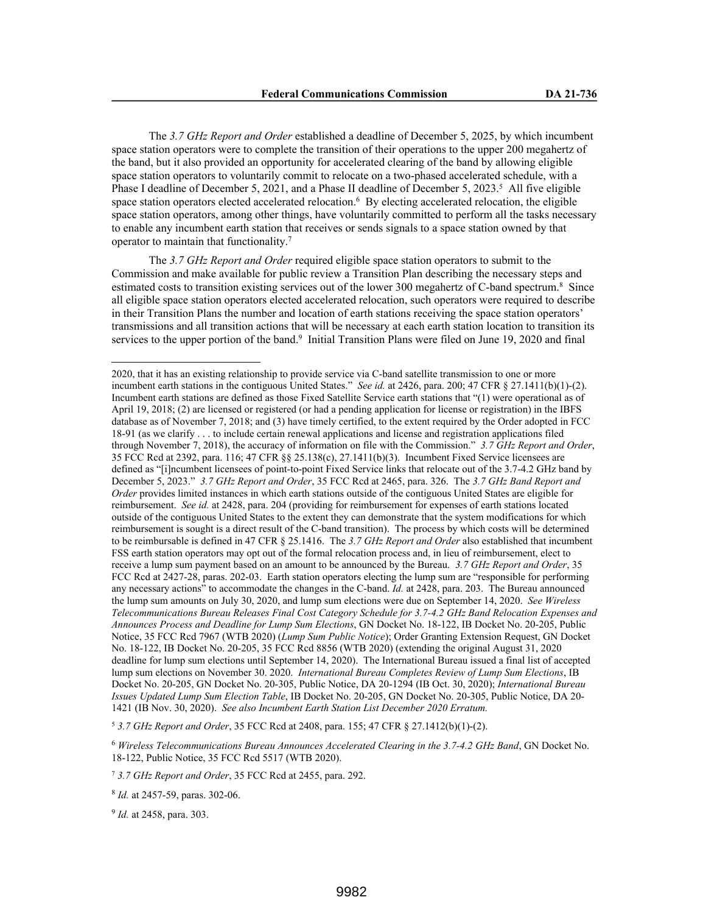The *3.7 GHz Report and Order* established a deadline of December 5, 2025, by which incumbent space station operators were to complete the transition of their operations to the upper 200 megahertz of the band, but it also provided an opportunity for accelerated clearing of the band by allowing eligible space station operators to voluntarily commit to relocate on a two-phased accelerated schedule, with a Phase I deadline of December 5, 2021, and a Phase II deadline of December 5, 2023.[5] All five eligible space station operators elected accelerated relocation.[6] By electing accelerated relocation, the eligible space station operators, among other things, have voluntarily committed to perform all the tasks necessary to enable any incumbent earth station that receives or sends signals to a space station owned by that operator to maintain that functionality.[7]

The *3.7 GHz Report and Order* required eligible space station operators to submit to the Commission and make available for public review a Transition Plan describing the necessary steps and estimated costs to transition existing services out of the lower 300 megahertz of C-band spectrum.[8] Since all eligible space station operators elected accelerated relocation, such operators were required to describe in their Transition Plans the number and location of earth stations receiving the space station operators' transmissions and all transition actions that will be necessary at each earth station location to transition its services to the upper portion of the band.[9] Initial Transition Plans were filed on June 19, 2020 and final

---

2020, that it has an existing relationship to provide service via C-band satellite transmission to one or more incumbent earth stations in the contiguous United States." *See id.* at 2426, para. 200; 47 CFR § 27.1411(b)(1)-(2). Incumbent earth stations are defined as those Fixed Satellite Service earth stations that "(1) were operational as of April 19, 2018; (2) are licensed or registered (or had a pending application for license or registration) in the IBFS database as of November 7, 2018; and (3) have timely certified, to the extent required by the Order adopted in FCC 18-91 (as we clarify . . . to include certain renewal applications and license and registration applications filed through November 7, 2018), the accuracy of information on file with the Commission." *3.7 GHz Report and Order*, 35 FCC Rcd at 2392, para. 116; 47 CFR §§ 25.138(c), 27.1411(b)(3). Incumbent Fixed Service licensees are defined as "[i]ncumbent licensees of point-to-point Fixed Service links that relocate out of the 3.7-4.2 GHz band by December 5, 2023." *3.7 GHz Report and Order*, 35 FCC Rcd at 2465, para. 326. The *3.7 GHz Band Report and Order* provides limited instances in which earth stations outside of the contiguous United States are eligible for reimbursement. *See id.* at 2428, para. 204 (providing for reimbursement for expenses of earth stations located outside of the contiguous United States to the extent they can demonstrate that the system modifications for which reimbursement is sought is a direct result of the C-band transition). The process by which costs will be determined to be reimbursable is defined in 47 CFR § 25.1416. The *3.7 GHz Report and Order* also established that incumbent FSS earth station operators may opt out of the formal relocation process and, in lieu of reimbursement, elect to receive a lump sum payment based on an amount to be announced by the Bureau. *3.7 GHz Report and Order*, 35 FCC Rcd at 2427-28, paras. 202-03. Earth station operators electing the lump sum are "responsible for performing any necessary actions" to accommodate the changes in the C-band. *Id.* at 2428, para. 203. The Bureau announced the lump sum amounts on July 30, 2020, and lump sum elections were due on September 14, 2020. *See Wireless Telecommunications Bureau Releases Final Cost Category Schedule for 3.7-4.2 GHz Band Relocation Expenses and Announces Process and Deadline for Lump Sum Elections*, GN Docket No. 18-122, IB Docket No. 20-205, Public Notice, 35 FCC Rcd 7967 (WTB 2020) (*Lump Sum Public Notice*); Order Granting Extension Request, GN Docket No. 18-122, IB Docket No. 20-205, 35 FCC Rcd 8856 (WTB 2020) (extending the original August 31, 2020 deadline for lump sum elections until September 14, 2020). The International Bureau issued a final list of accepted lump sum elections on November 30. 2020. *International Bureau Completes Review of Lump Sum Elections*, IB Docket No. 20-205, GN Docket No. 20-305, Public Notice, DA 20-1294 (IB Oct. 30, 2020); *International Bureau Issues Updated Lump Sum Election Table*, IB Docket No. 20-205, GN Docket No. 20-305, Public Notice, DA 20-1421 (IB Nov. 30, 2020). *See also Incumbent Earth Station List December 2020 Erratum.*

[5] *3.7 GHz Report and Order*, 35 FCC Rcd at 2408, para. 155; 47 CFR § 27.1412(b)(1)-(2).

[6] *Wireless Telecommunications Bureau Announces Accelerated Clearing in the 3.7-4.2 GHz Band*, GN Docket No. 18-122, Public Notice, 35 FCC Rcd 5517 (WTB 2020).

[7] *3.7 GHz Report and Order*, 35 FCC Rcd at 2455, para. 292.

[8] *Id.* at 2457-59, paras. 302-06.

[9] *Id.* at 2458, para. 303.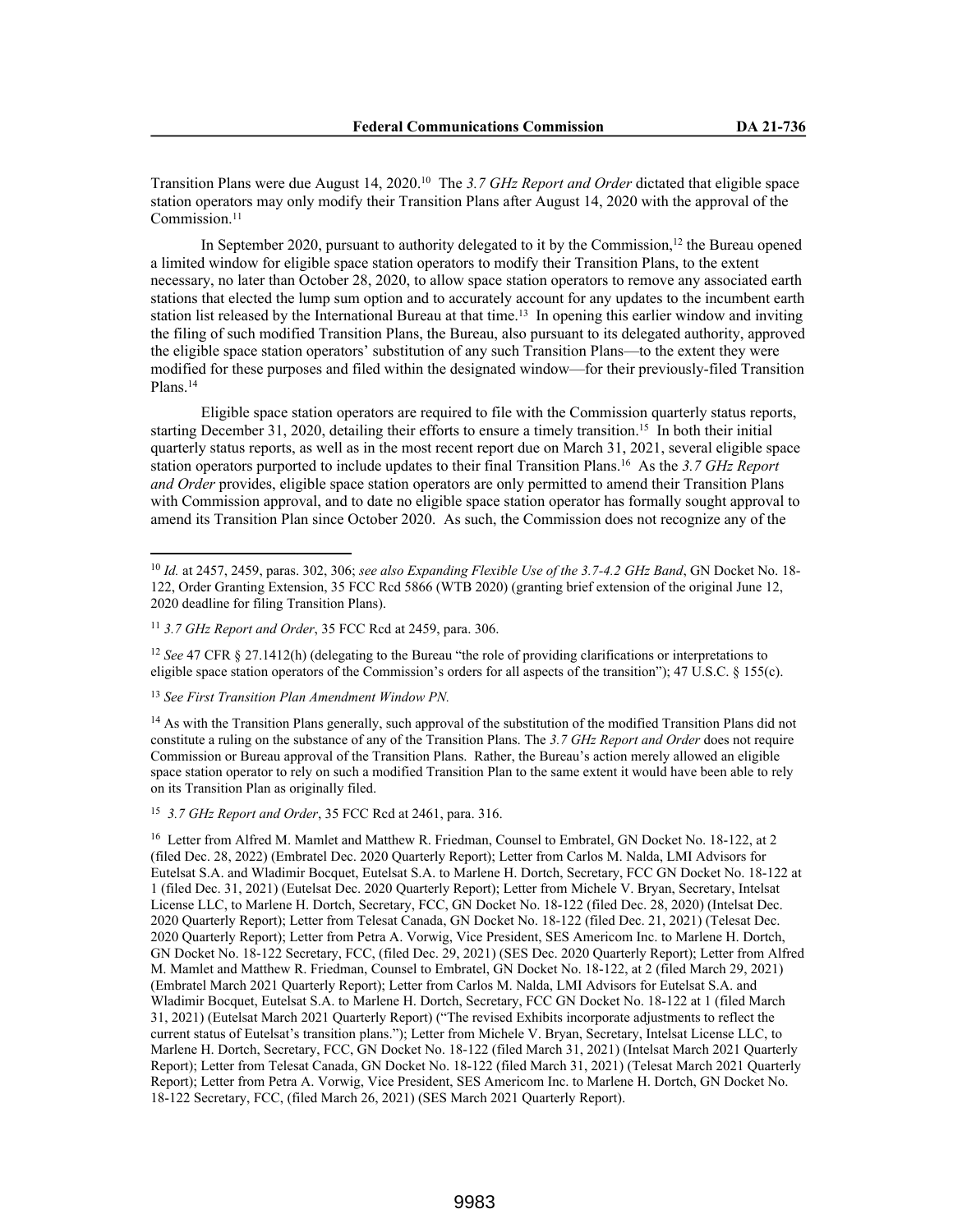Transition Plans were due August 14, 2020.[10] The *3.7 GHz Report and Order* dictated that eligible space station operators may only modify their Transition Plans after August 14, 2020 with the approval of the Commission.[11]

In September 2020, pursuant to authority delegated to it by the Commission,[12] the Bureau opened a limited window for eligible space station operators to modify their Transition Plans, to the extent necessary, no later than October 28, 2020, to allow space station operators to remove any associated earth stations that elected the lump sum option and to accurately account for any updates to the incumbent earth station list released by the International Bureau at that time.[13] In opening this earlier window and inviting the filing of such modified Transition Plans, the Bureau, also pursuant to its delegated authority, approved the eligible space station operators' substitution of any such Transition Plans—to the extent they were modified for these purposes and filed within the designated window—for their previously-filed Transition Plans.[14]

Eligible space station operators are required to file with the Commission quarterly status reports, starting December 31, 2020, detailing their efforts to ensure a timely transition.[15] In both their initial quarterly status reports, as well as in the most recent report due on March 31, 2021, several eligible space station operators purported to include updates to their final Transition Plans.[16] As the *3.7 GHz Report and Order* provides, eligible space station operators are only permitted to amend their Transition Plans with Commission approval, and to date no eligible space station operator has formally sought approval to amend its Transition Plan since October 2020. As such, the Commission does not recognize any of the

---

[10] *Id.* at 2457, 2459, paras. 302, 306; *see also Expanding Flexible Use of the 3.7-4.2 GHz Band*, GN Docket No. 18-122, Order Granting Extension, 35 FCC Rcd 5866 (WTB 2020) (granting brief extension of the original June 12, 2020 deadline for filing Transition Plans).

[11] *3.7 GHz Report and Order*, 35 FCC Rcd at 2459, para. 306.

[12] *See* 47 CFR § 27.1412(h) (delegating to the Bureau "the role of providing clarifications or interpretations to eligible space station operators of the Commission's orders for all aspects of the transition"); 47 U.S.C. § 155(c).

[13] *See First Transition Plan Amendment Window PN.*

[14] As with the Transition Plans generally, such approval of the substitution of the modified Transition Plans did not constitute a ruling on the substance of any of the Transition Plans. The *3.7 GHz Report and Order* does not require Commission or Bureau approval of the Transition Plans. Rather, the Bureau's action merely allowed an eligible space station operator to rely on such a modified Transition Plan to the same extent it would have been able to rely on its Transition Plan as originally filed.

[15] *3.7 GHz Report and Order*, 35 FCC Rcd at 2461, para. 316.

[16] Letter from Alfred M. Mamlet and Matthew R. Friedman, Counsel to Embratel, GN Docket No. 18-122, at 2 (filed Dec. 28, 2022) (Embratel Dec. 2020 Quarterly Report); Letter from Carlos M. Nalda, LMI Advisors for Eutelsat S.A. and Wladimir Bocquet, Eutelsat S.A. to Marlene H. Dortch, Secretary, FCC GN Docket No. 18-122 at 1 (filed Dec. 31, 2021) (Eutelsat Dec. 2020 Quarterly Report); Letter from Michele V. Bryan, Secretary, Intelsat License LLC, to Marlene H. Dortch, Secretary, FCC, GN Docket No. 18-122 (filed Dec. 28, 2020) (Intelsat Dec. 2020 Quarterly Report); Letter from Telesat Canada, GN Docket No. 18-122 (filed Dec. 21, 2021) (Telesat Dec. 2020 Quarterly Report); Letter from Petra A. Vorwig, Vice President, SES Americom Inc. to Marlene H. Dortch, GN Docket No. 18-122 Secretary, FCC, (filed Dec. 29, 2021) (SES Dec. 2020 Quarterly Report); Letter from Alfred M. Mamlet and Matthew R. Friedman, Counsel to Embratel, GN Docket No. 18-122, at 2 (filed March 29, 2021) (Embratel March 2021 Quarterly Report); Letter from Carlos M. Nalda, LMI Advisors for Eutelsat S.A. and Wladimir Bocquet, Eutelsat S.A. to Marlene H. Dortch, Secretary, FCC GN Docket No. 18-122 at 1 (filed March 31, 2021) (Eutelsat March 2021 Quarterly Report) ("The revised Exhibits incorporate adjustments to reflect the current status of Eutelsat's transition plans."); Letter from Michele V. Bryan, Secretary, Intelsat License LLC, to Marlene H. Dortch, Secretary, FCC, GN Docket No. 18-122 (filed March 31, 2021) (Intelsat March 2021 Quarterly Report); Letter from Telesat Canada, GN Docket No. 18-122 (filed March 31, 2021) (Telesat March 2021 Quarterly Report); Letter from Petra A. Vorwig, Vice President, SES Americom Inc. to Marlene H. Dortch, GN Docket No. 18-122 Secretary, FCC, (filed March 26, 2021) (SES March 2021 Quarterly Report).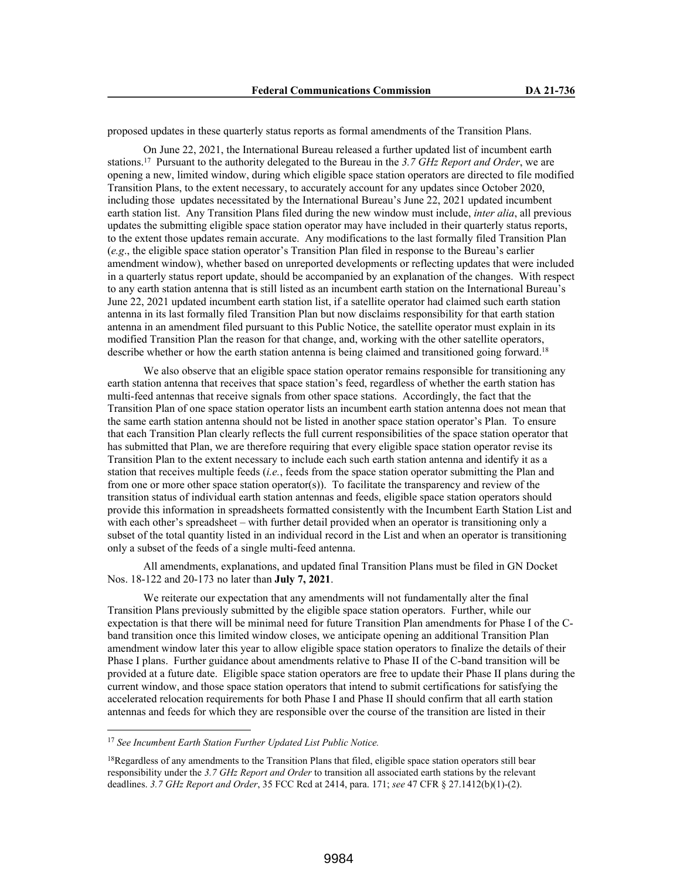proposed updates in these quarterly status reports as formal amendments of the Transition Plans.

On June 22, 2021, the International Bureau released a further updated list of incumbent earth stations.[17] Pursuant to the authority delegated to the Bureau in the *3.7 GHz Report and Order*, we are opening a new, limited window, during which eligible space station operators are directed to file modified Transition Plans, to the extent necessary, to accurately account for any updates since October 2020, including those updates necessitated by the International Bureau's June 22, 2021 updated incumbent earth station list. Any Transition Plans filed during the new window must include, *inter alia*, all previous updates the submitting eligible space station operator may have included in their quarterly status reports, to the extent those updates remain accurate. Any modifications to the last formally filed Transition Plan (*e.g*., the eligible space station operator's Transition Plan filed in response to the Bureau's earlier amendment window), whether based on unreported developments or reflecting updates that were included in a quarterly status report update, should be accompanied by an explanation of the changes. With respect to any earth station antenna that is still listed as an incumbent earth station on the International Bureau's June 22, 2021 updated incumbent earth station list, if a satellite operator had claimed such earth station antenna in its last formally filed Transition Plan but now disclaims responsibility for that earth station antenna in an amendment filed pursuant to this Public Notice, the satellite operator must explain in its modified Transition Plan the reason for that change, and, working with the other satellite operators, describe whether or how the earth station antenna is being claimed and transitioned going forward.[18]

We also observe that an eligible space station operator remains responsible for transitioning any earth station antenna that receives that space station's feed, regardless of whether the earth station has multi-feed antennas that receive signals from other space stations. Accordingly, the fact that the Transition Plan of one space station operator lists an incumbent earth station antenna does not mean that the same earth station antenna should not be listed in another space station operator's Plan. To ensure that each Transition Plan clearly reflects the full current responsibilities of the space station operator that has submitted that Plan, we are therefore requiring that every eligible space station operator revise its Transition Plan to the extent necessary to include each such earth station antenna and identify it as a station that receives multiple feeds (*i.e.*, feeds from the space station operator submitting the Plan and from one or more other space station operator(s)). To facilitate the transparency and review of the transition status of individual earth station antennas and feeds, eligible space station operators should provide this information in spreadsheets formatted consistently with the Incumbent Earth Station List and with each other's spreadsheet – with further detail provided when an operator is transitioning only a subset of the total quantity listed in an individual record in the List and when an operator is transitioning only a subset of the feeds of a single multi-feed antenna.

All amendments, explanations, and updated final Transition Plans must be filed in GN Docket Nos. 18-122 and 20-173 no later than **July 7, 2021**.

We reiterate our expectation that any amendments will not fundamentally alter the final Transition Plans previously submitted by the eligible space station operators. Further, while our expectation is that there will be minimal need for future Transition Plan amendments for Phase I of the C-band transition once this limited window closes, we anticipate opening an additional Transition Plan amendment window later this year to allow eligible space station operators to finalize the details of their Phase I plans. Further guidance about amendments relative to Phase II of the C-band transition will be provided at a future date. Eligible space station operators are free to update their Phase II plans during the current window, and those space station operators that intend to submit certifications for satisfying the accelerated relocation requirements for both Phase I and Phase II should confirm that all earth station antennas and feeds for which they are responsible over the course of the transition are listed in their

---

[17] *See Incumbent Earth Station Further Updated List Public Notice.*

[18] Regardless of any amendments to the Transition Plans that filed, eligible space station operators still bear responsibility under the *3.7 GHz Report and Order* to transition all associated earth stations by the relevant deadlines. *3.7 GHz Report and Order*, 35 FCC Rcd at 2414, para. 171; *see* 47 CFR § 27.1412(b)(1)-(2).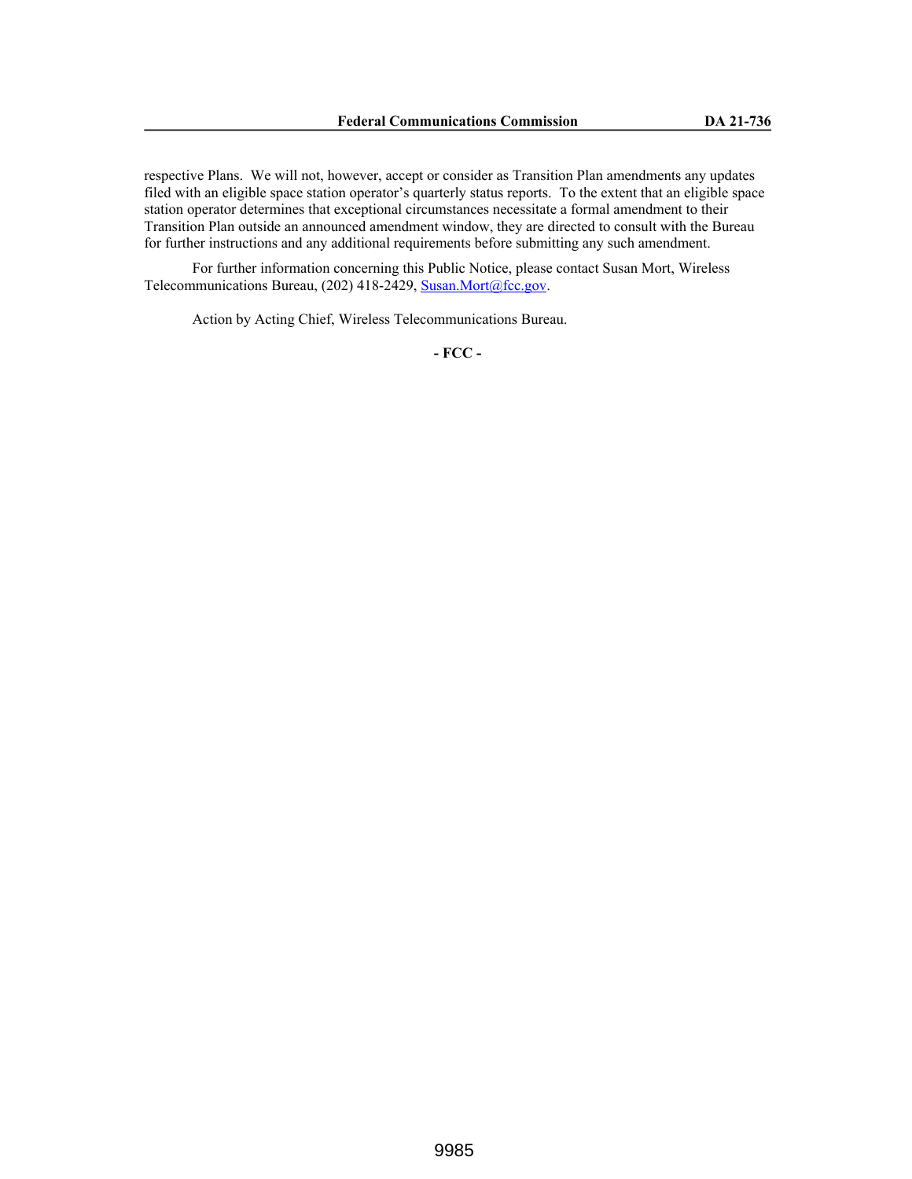respective Plans. We will not, however, accept or consider as Transition Plan amendments any updates filed with an eligible space station operator's quarterly status reports. To the extent that an eligible space station operator determines that exceptional circumstances necessitate a formal amendment to their Transition Plan outside an announced amendment window, they are directed to consult with the Bureau for further instructions and any additional requirements before submitting any such amendment.

For further information concerning this Public Notice, please contact Susan Mort, Wireless Telecommunications Bureau, (202) 418-2429, Susan.Mort@fcc.gov.

Action by Acting Chief, Wireless Telecommunications Bureau.

**- FCC -**